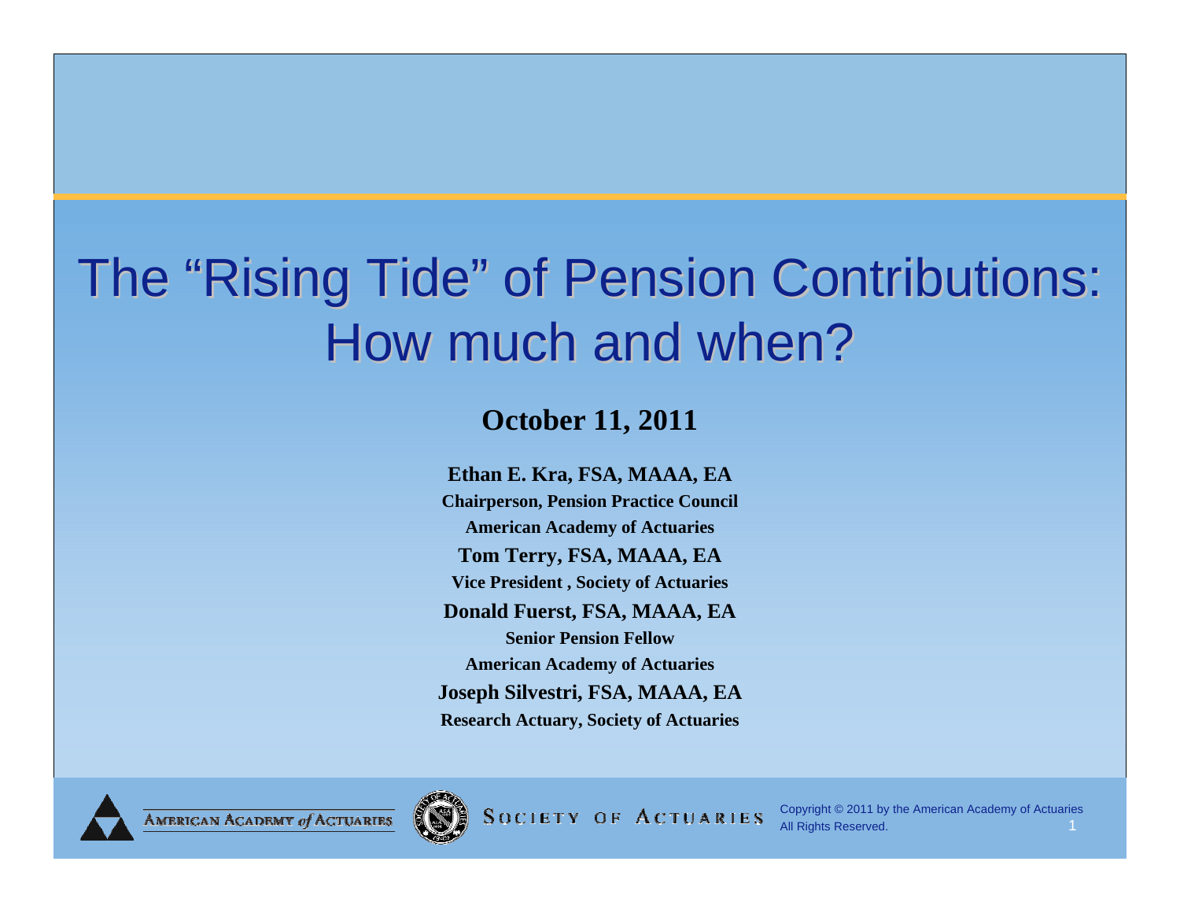# The "Rising Tide" of Pension Contributions: How much and when?

**October 11, 2011**

**Ethan E. Kra, FSA, MAAA, EA**
**Chairperson, Pension Practice Council**
**American Academy of Actuaries**

**Tom Terry, FSA, MAAA, EA**
**Vice President , Society of Actuaries**

**Donald Fuerst, FSA, MAAA, EA**
**Senior Pension Fellow**
**American Academy of Actuaries**

**Joseph Silvestri, FSA, MAAA, EA**
**Research Actuary, Society of Actuaries**

American Academy *of* Actuaries

Society of Actuaries

Copyright © 2011 by the American Academy of Actuaries
All Rights Reserved.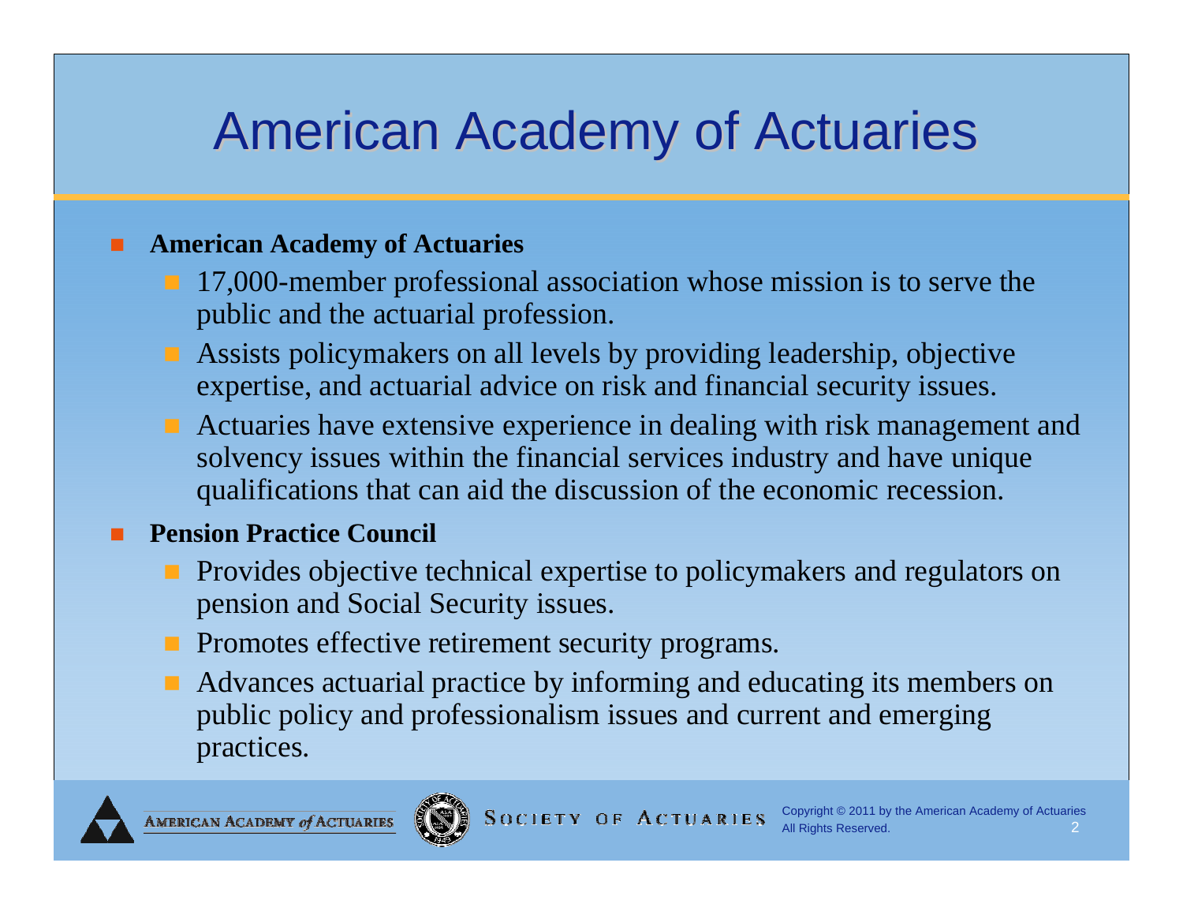# American Academy of Actuaries

- **American Academy of Actuaries**
  - 17,000-member professional association whose mission is to serve the public and the actuarial profession.
  - Assists policymakers on all levels by providing leadership, objective expertise, and actuarial advice on risk and financial security issues.
  - Actuaries have extensive experience in dealing with risk management and solvency issues within the financial services industry and have unique qualifications that can aid the discussion of the economic recession.
- **Pension Practice Council**
  - Provides objective technical expertise to policymakers and regulators on pension and Social Security issues.
  - Promotes effective retirement security programs.
  - Advances actuarial practice by informing and educating its members on public policy and professionalism issues and current and emerging practices.

Copyright © 2011 by the American Academy of Actuaries
All Rights Reserved.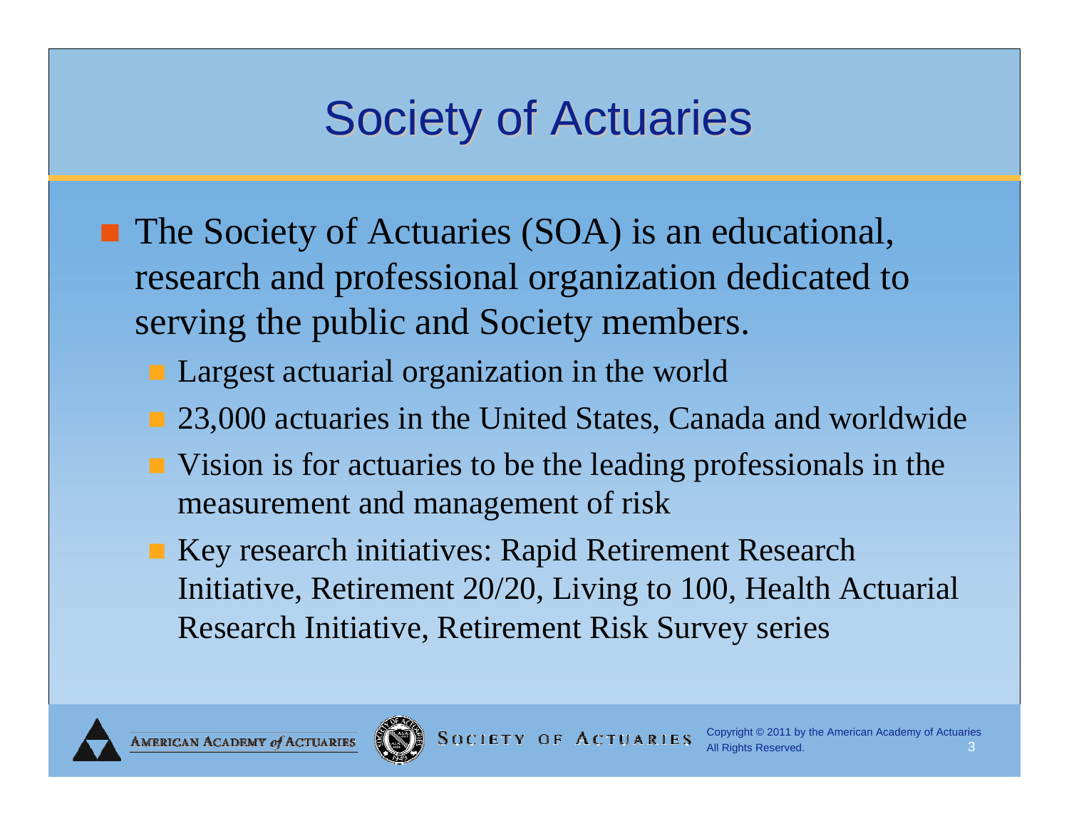# Society of Actuaries

- The Society of Actuaries (SOA) is an educational, research and professional organization dedicated to serving the public and Society members.
  - Largest actuarial organization in the world
  - 23,000 actuaries in the United States, Canada and worldwide
  - Vision is for actuaries to be the leading professionals in the measurement and management of risk
  - Key research initiatives: Rapid Retirement Research Initiative, Retirement 20/20, Living to 100, Health Actuarial Research Initiative, Retirement Risk Survey series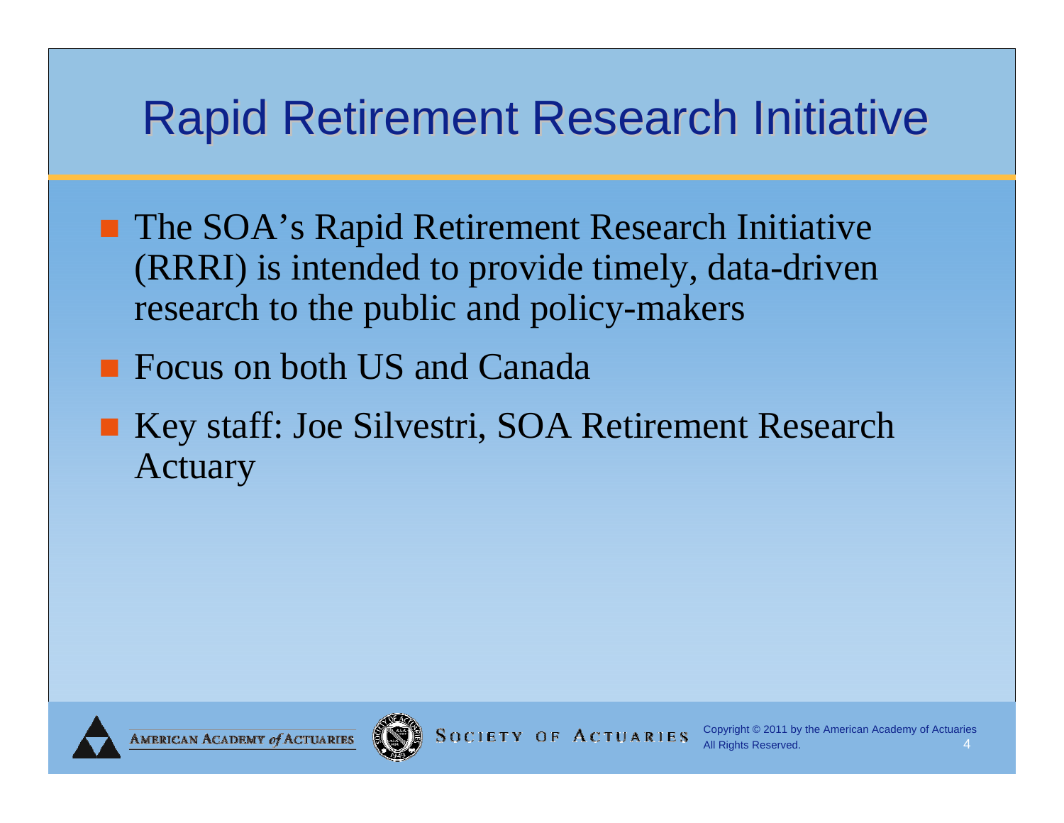# Rapid Retirement Research Initiative

- The SOA's Rapid Retirement Research Initiative (RRRI) is intended to provide timely, data-driven research to the public and policy-makers
- Focus on both US and Canada
- Key staff: Joe Silvestri, SOA Retirement Research Actuary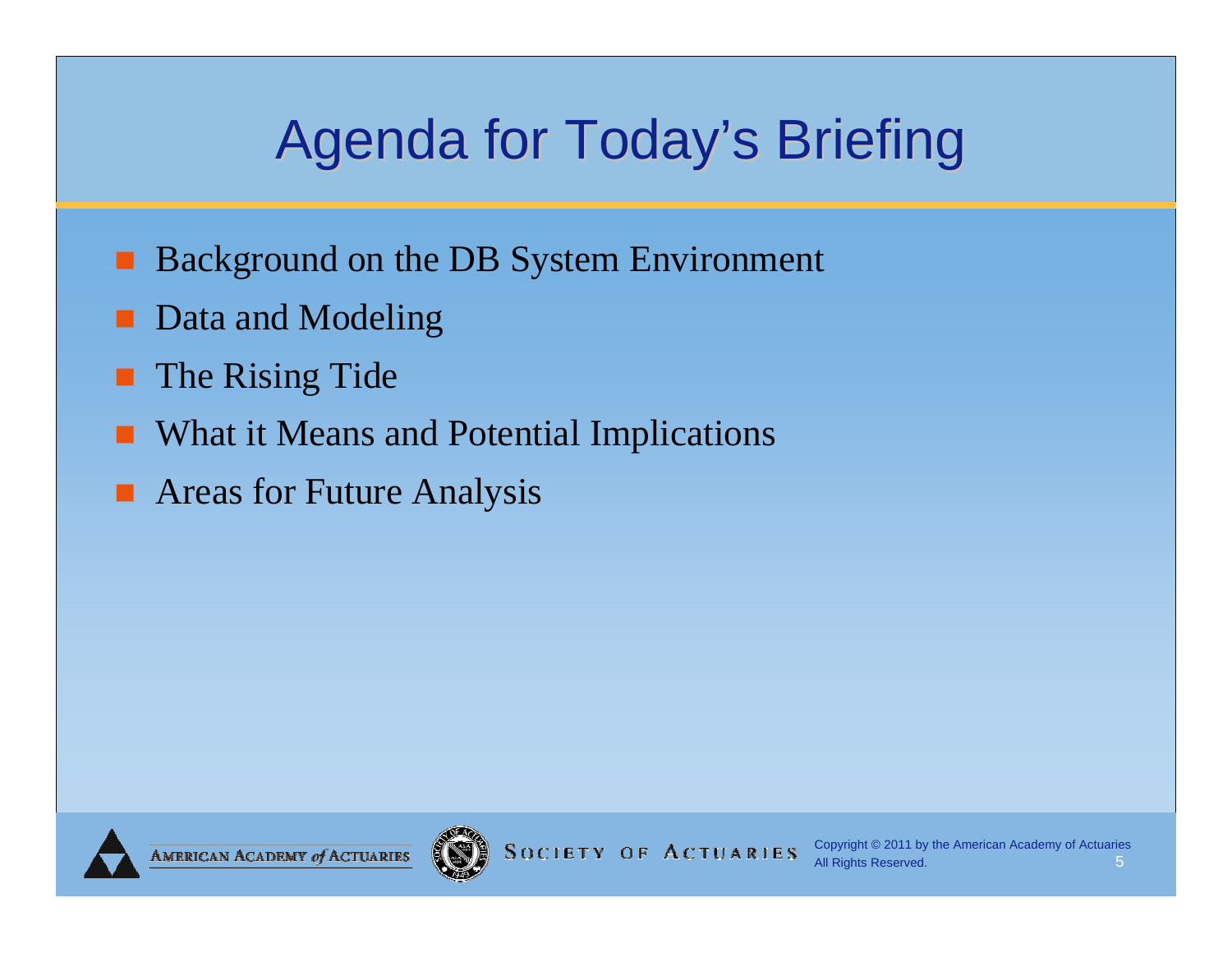# Agenda for Today's Briefing

- Background on the DB System Environment
- Data and Modeling
- The Rising Tide
- What it Means and Potential Implications
- Areas for Future Analysis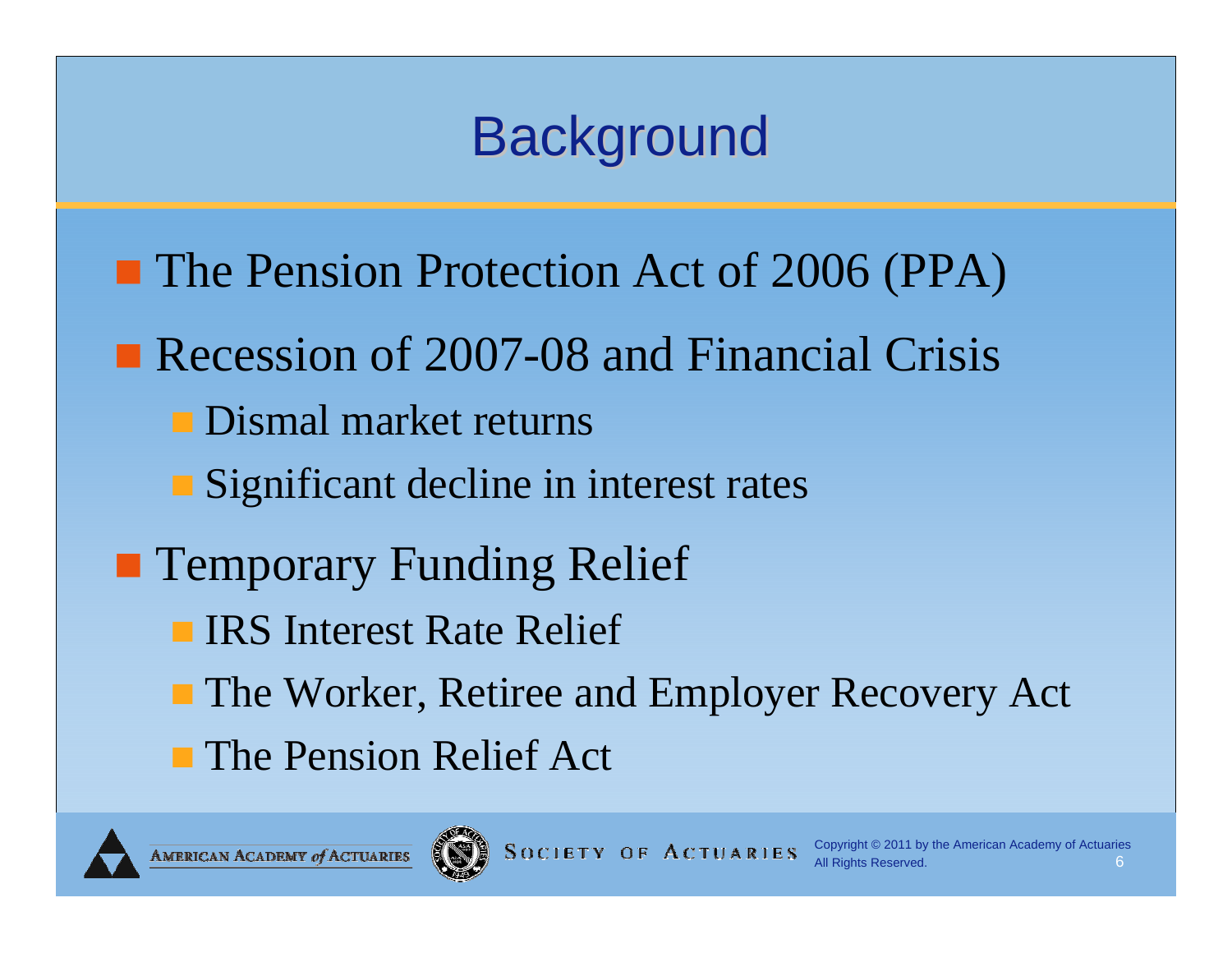# Background

- The Pension Protection Act of 2006 (PPA)
- Recession of 2007-08 and Financial Crisis
  - Dismal market returns
  - Significant decline in interest rates
- Temporary Funding Relief
  - IRS Interest Rate Relief
  - The Worker, Retiree and Employer Recovery Act
  - The Pension Relief Act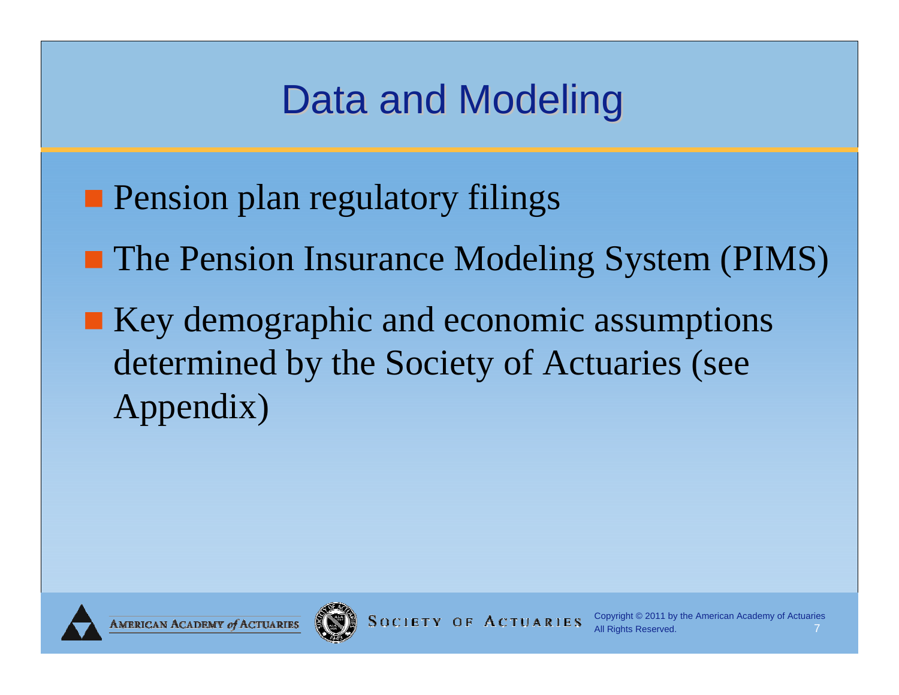# Data and Modeling

- Pension plan regulatory filings
- The Pension Insurance Modeling System (PIMS)
- Key demographic and economic assumptions determined by the Society of Actuaries (see Appendix)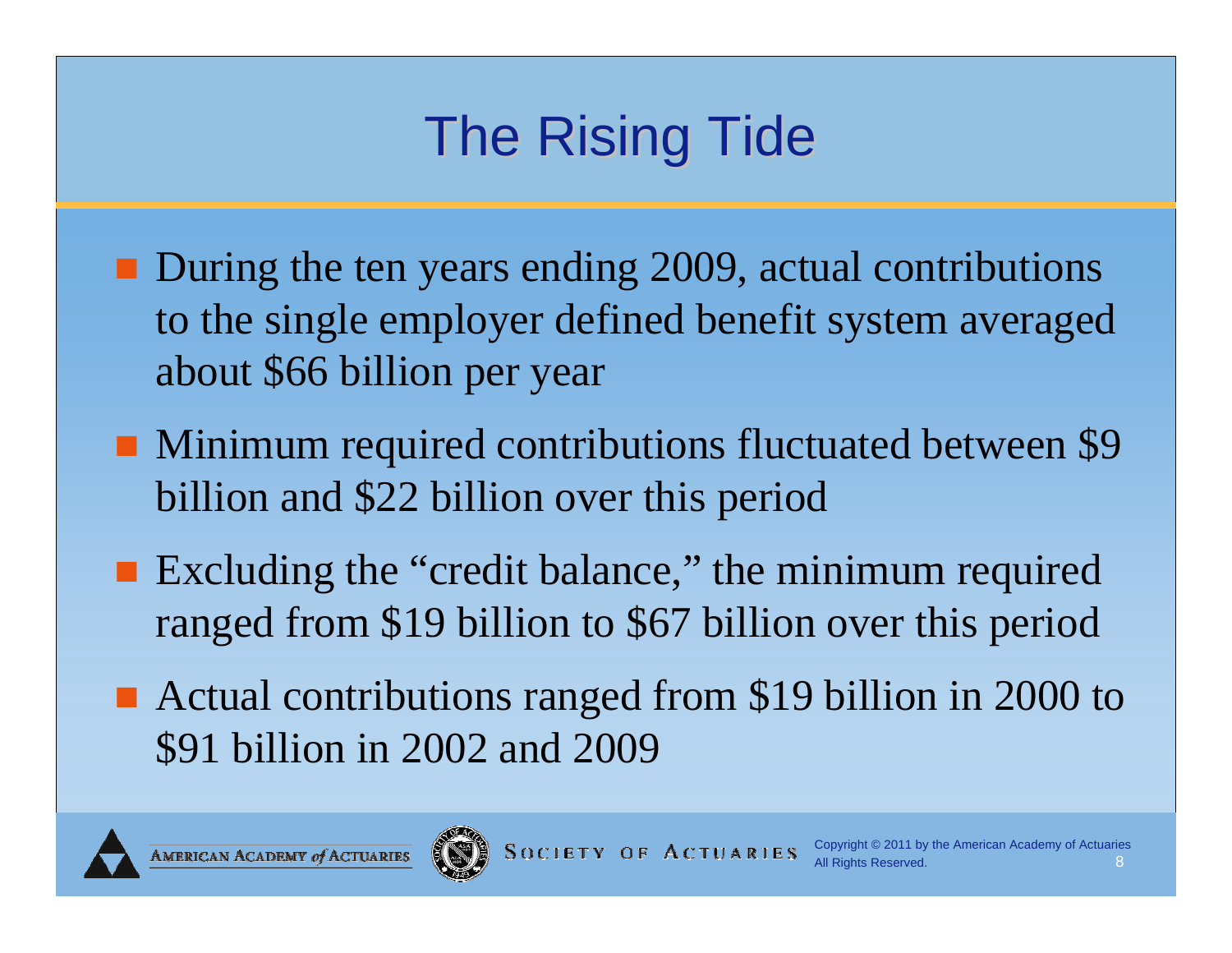# The Rising Tide

- During the ten years ending 2009, actual contributions to the single employer defined benefit system averaged about $66 billion per year
- Minimum required contributions fluctuated between $9 billion and $22 billion over this period
- Excluding the "credit balance," the minimum required ranged from $19 billion to $67 billion over this period
- Actual contributions ranged from $19 billion in 2000 to $91 billion in 2002 and 2009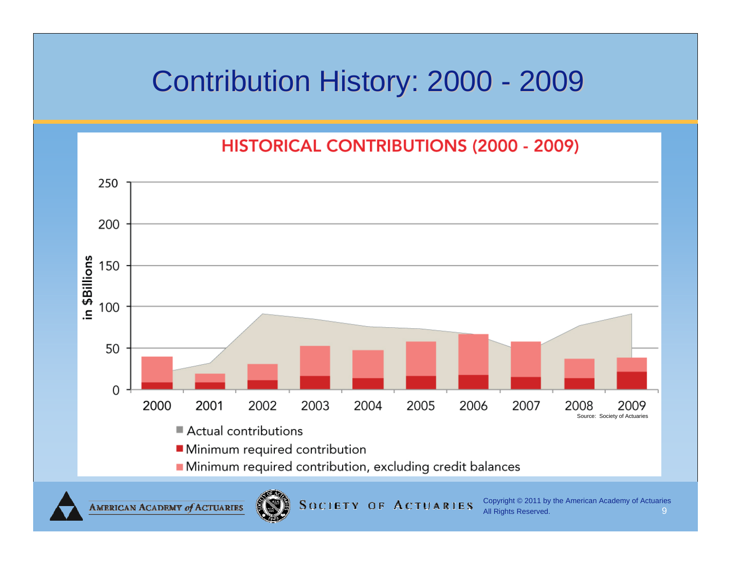# Contribution History: 2000 - 2009

## HISTORICAL CONTRIBUTIONS (2000 - 2009)

in $Billions

250

200

150

100

50

0

2000 2001 2002 2003 2004 2005 2006 2007 2008 2009

Source: Society of Actuaries

- Actual contributions
- Minimum required contribution
- Minimum required contribution, excluding credit balances

Copyright © 2011 by the American Academy of Actuaries
All Rights Reserved.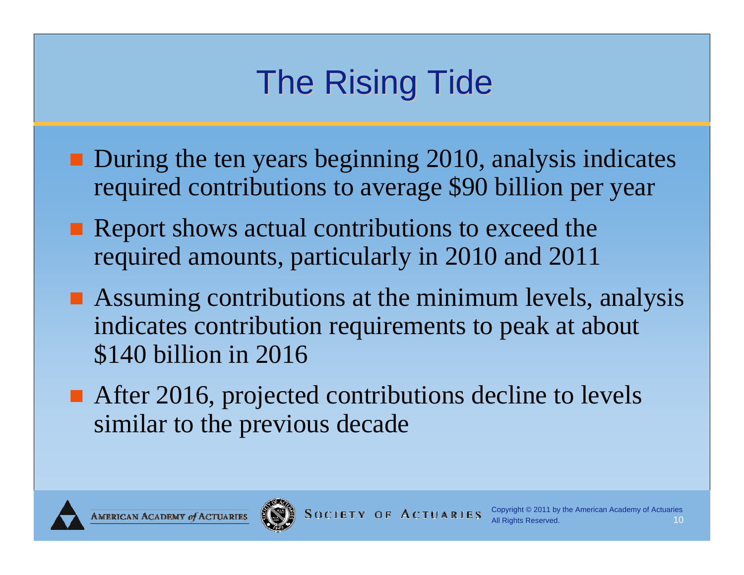# The Rising Tide

- During the ten years beginning 2010, analysis indicates required contributions to average $90 billion per year
- Report shows actual contributions to exceed the required amounts, particularly in 2010 and 2011
- Assuming contributions at the minimum levels, analysis indicates contribution requirements to peak at about $140 billion in 2016
- After 2016, projected contributions decline to levels similar to the previous decade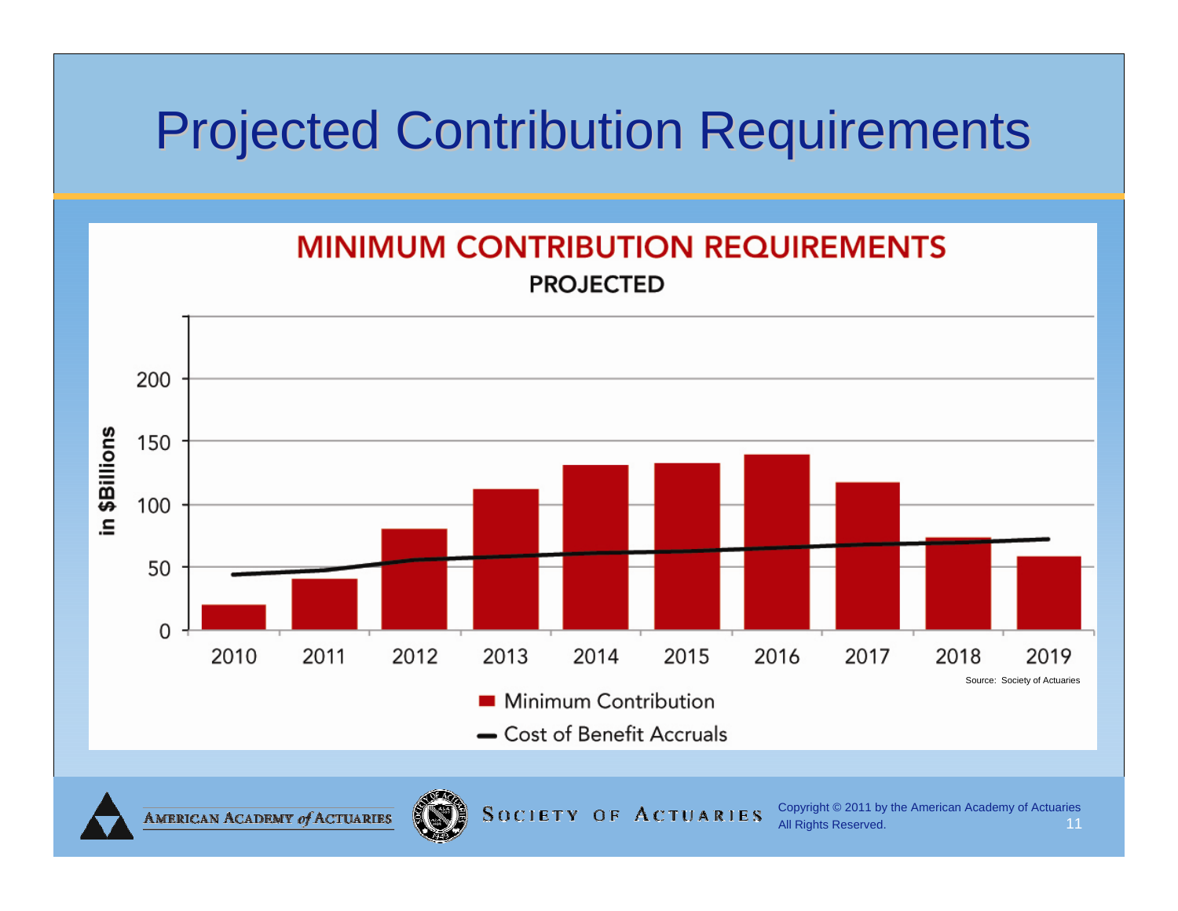# Projected Contribution Requirements

**MINIMUM CONTRIBUTION REQUIREMENTS**

**PROJECTED**

in $Billions

200

150

100

50

0

2010 2011 2012 2013 2014 2015 2016 2017 2018 2019

Source: Society of Actuaries

■ Minimum Contribution

― Cost of Benefit Accruals

Copyright © 2011 by the American Academy of Actuaries
All Rights Reserved.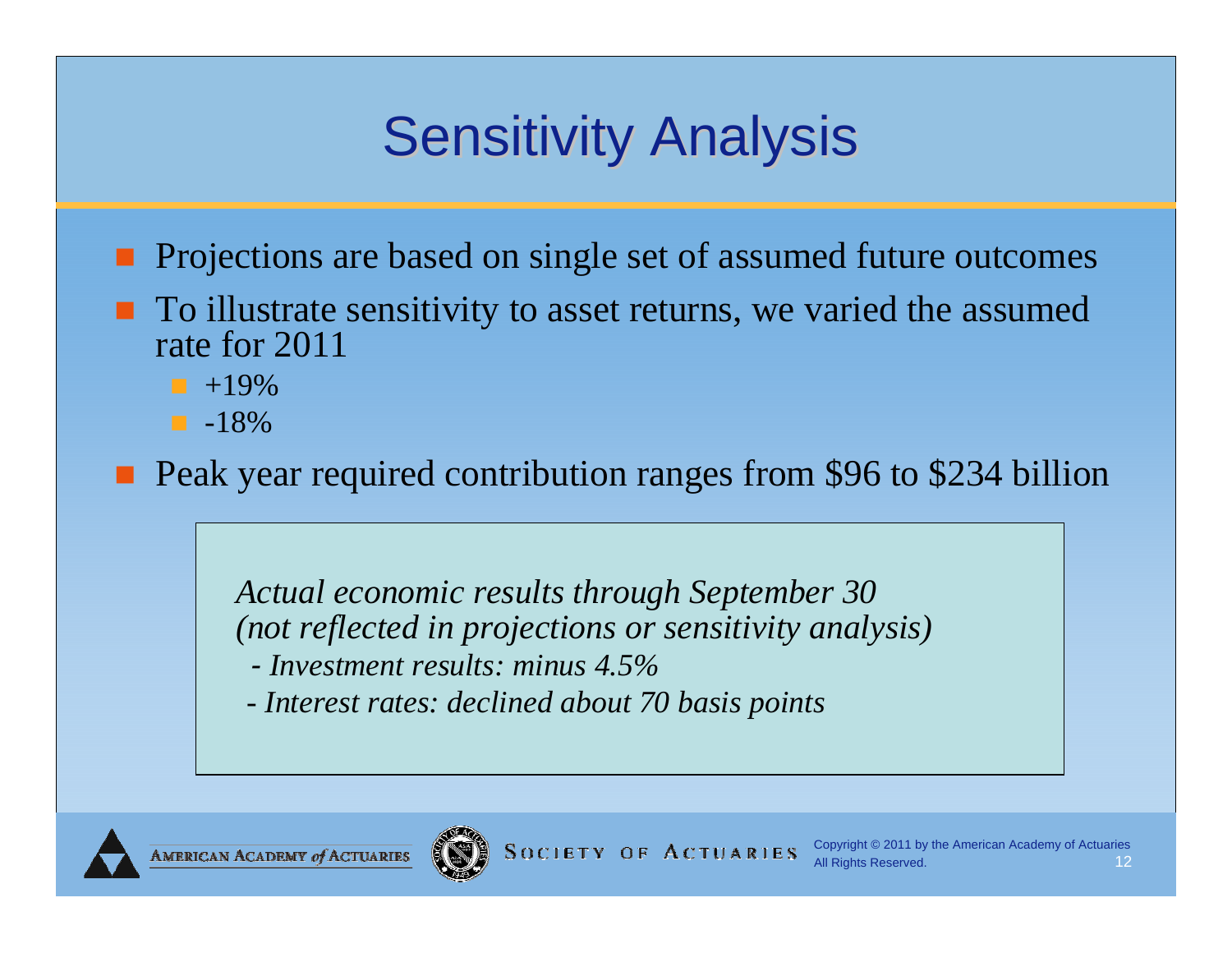# Sensitivity Analysis

- Projections are based on single set of assumed future outcomes
- To illustrate sensitivity to asset returns, we varied the assumed rate for 2011
  - +19%
  - -18%
- Peak year required contribution ranges from $96 to $234 billion

*Actual economic results through September 30*
*(not reflected in projections or sensitivity analysis)*

*- Investment results: minus 4.5%*

*- Interest rates: declined about 70 basis points*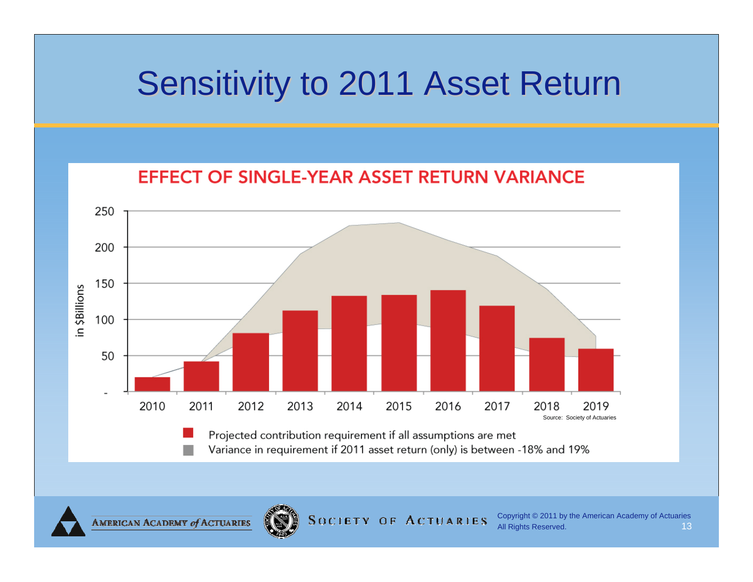# Sensitivity to 2011 Asset Return

## EFFECT OF SINGLE-YEAR ASSET RETURN VARIANCE

in $Billions

250
200
150
100
50
-

2010 2011 2012 2013 2014 2015 2016 2017 2018 2019

Source: Society of Actuaries

- Projected contribution requirement if all assumptions are met
- Variance in requirement if 2011 asset return (only) is between -18% and 19%

Copyright © 2011 by the American Academy of Actuaries
All Rights Reserved.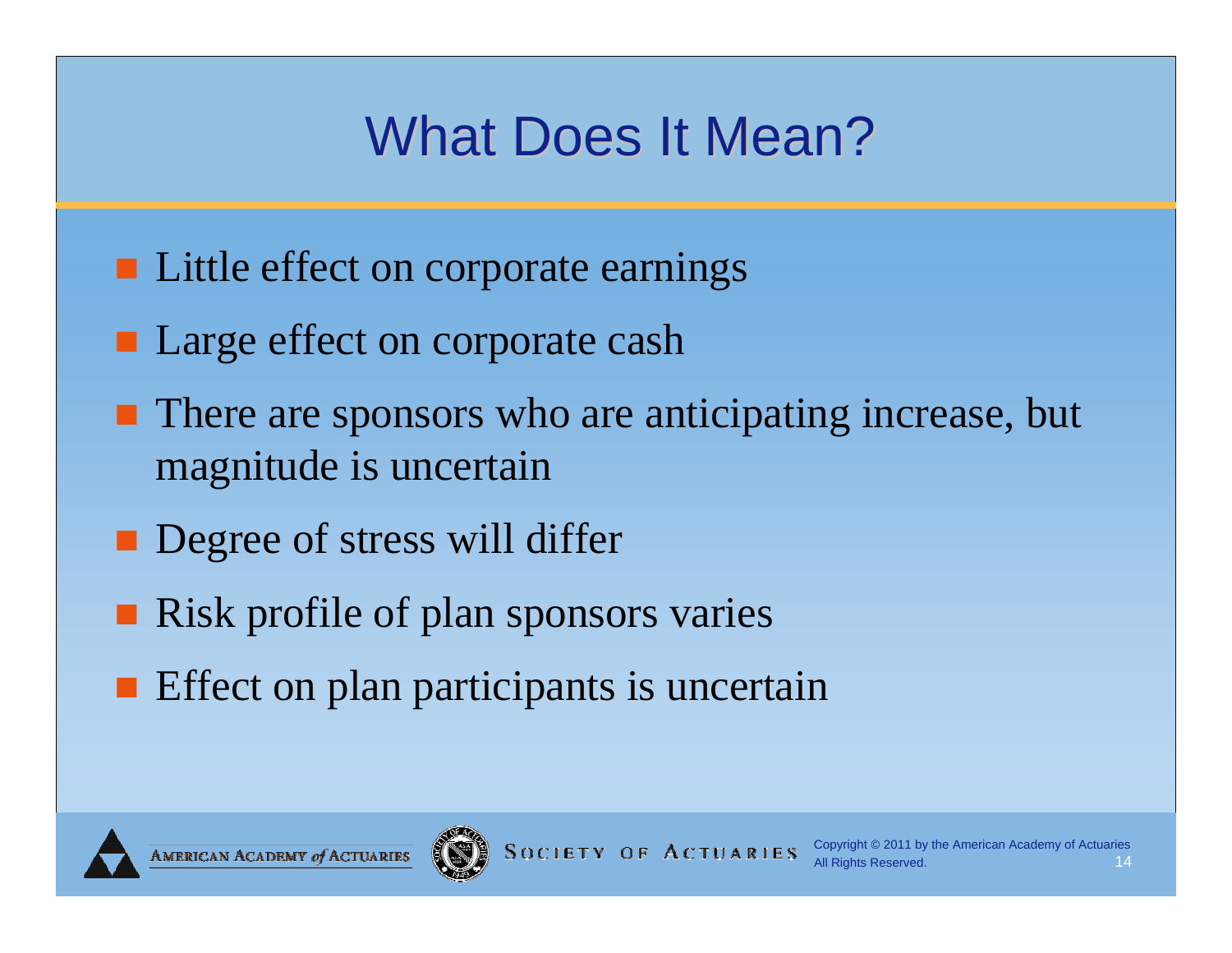# What Does It Mean?

- Little effect on corporate earnings
- Large effect on corporate cash
- There are sponsors who are anticipating increase, but magnitude is uncertain
- Degree of stress will differ
- Risk profile of plan sponsors varies
- Effect on plan participants is uncertain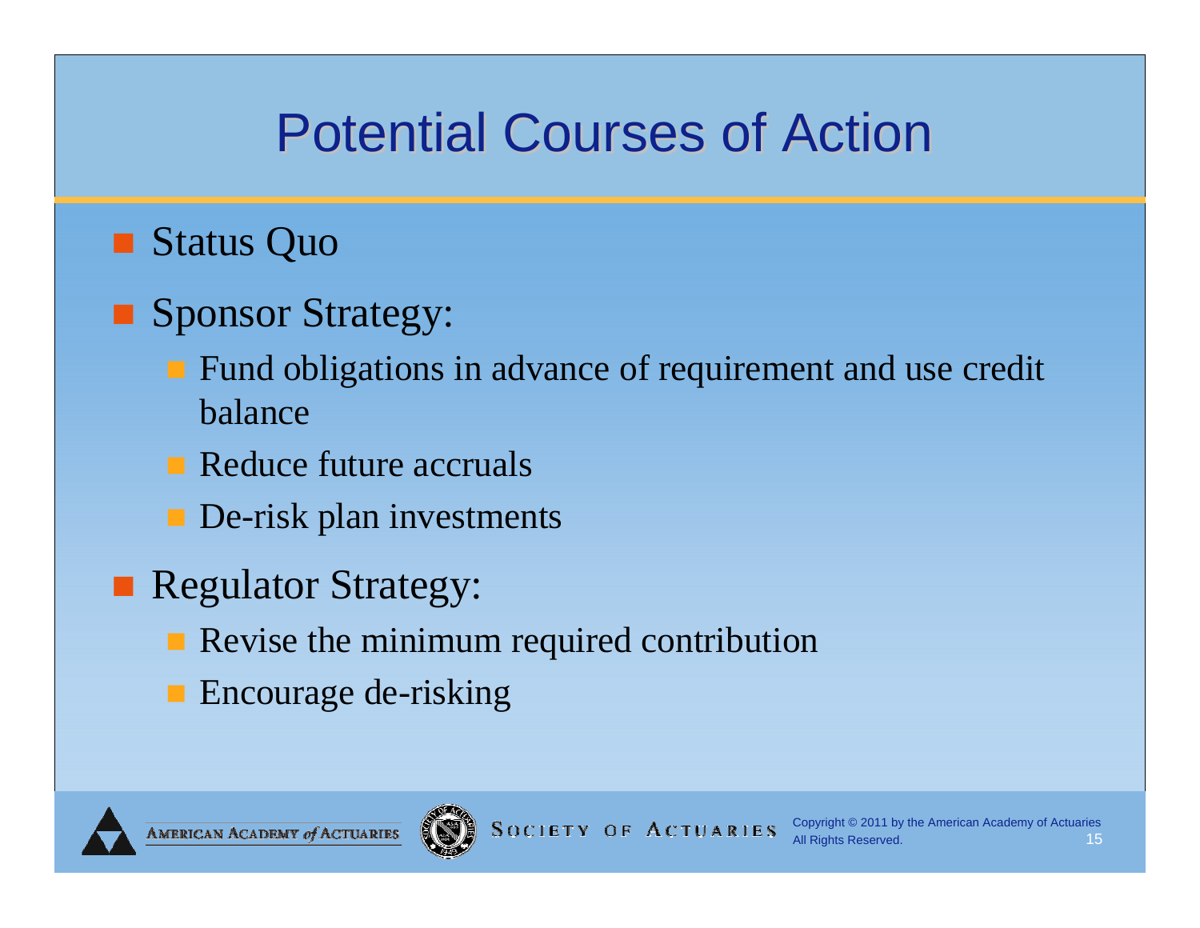# Potential Courses of Action

- Status Quo
- Sponsor Strategy:
  - Fund obligations in advance of requirement and use credit balance
  - Reduce future accruals
  - De-risk plan investments
- Regulator Strategy:
  - Revise the minimum required contribution
  - Encourage de-risking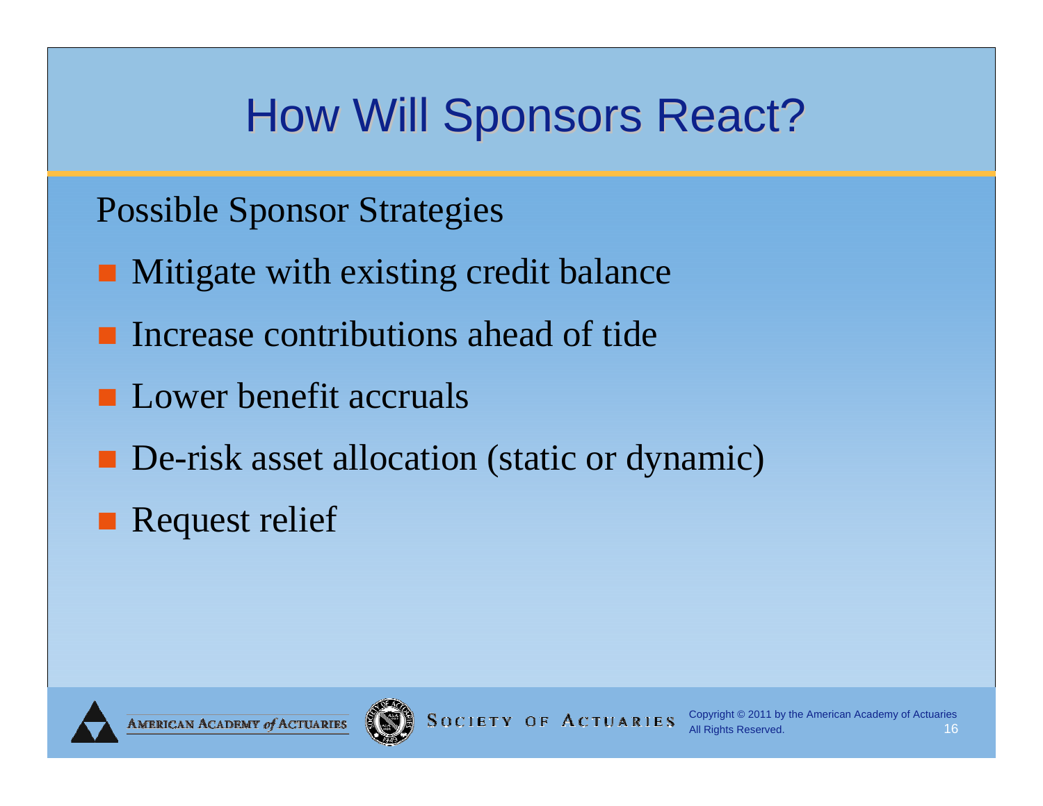# How Will Sponsors React?

Possible Sponsor Strategies

- Mitigate with existing credit balance
- Increase contributions ahead of tide
- Lower benefit accruals
- De-risk asset allocation (static or dynamic)
- Request relief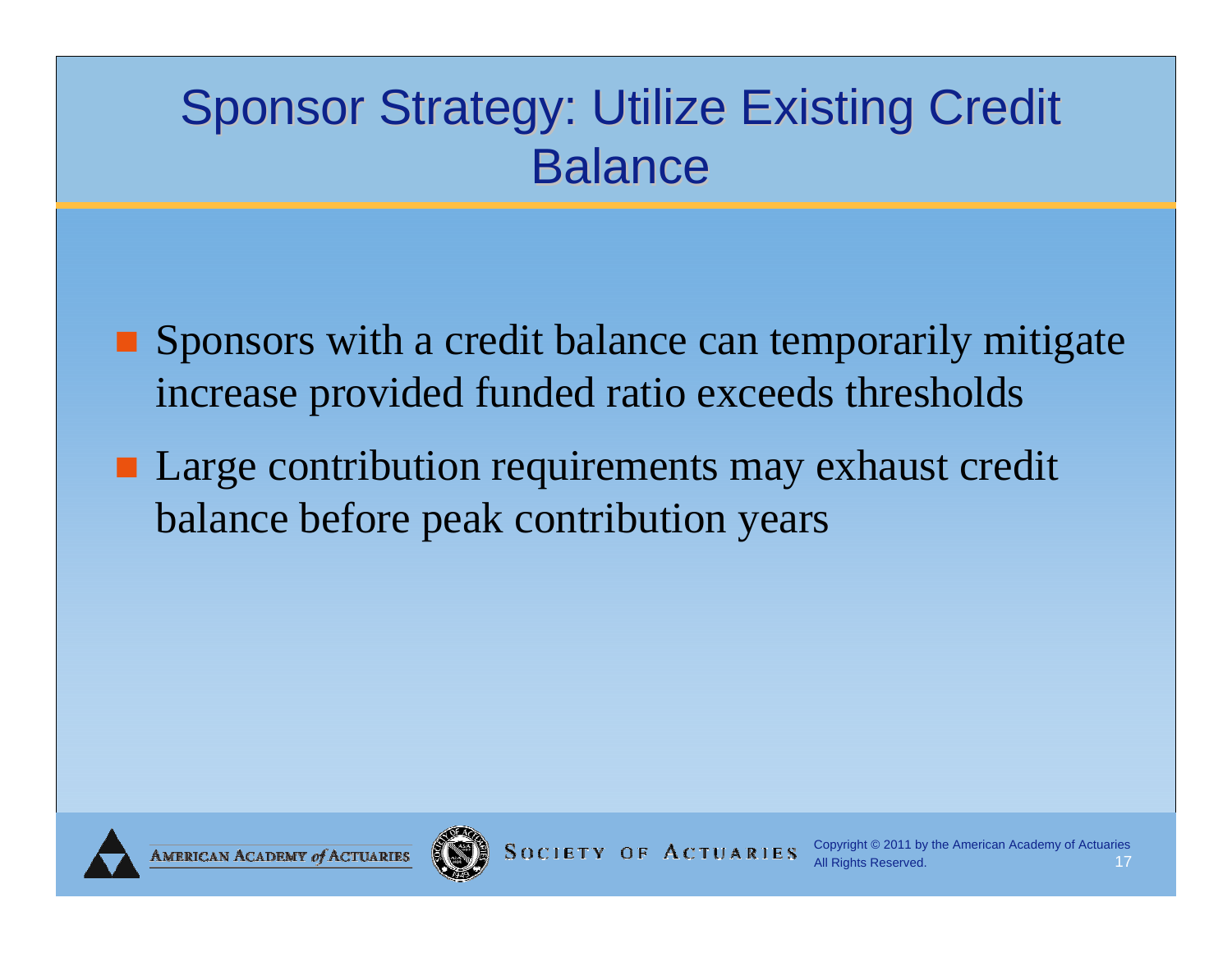# Sponsor Strategy: Utilize Existing Credit Balance

- Sponsors with a credit balance can temporarily mitigate increase provided funded ratio exceeds thresholds
- Large contribution requirements may exhaust credit balance before peak contribution years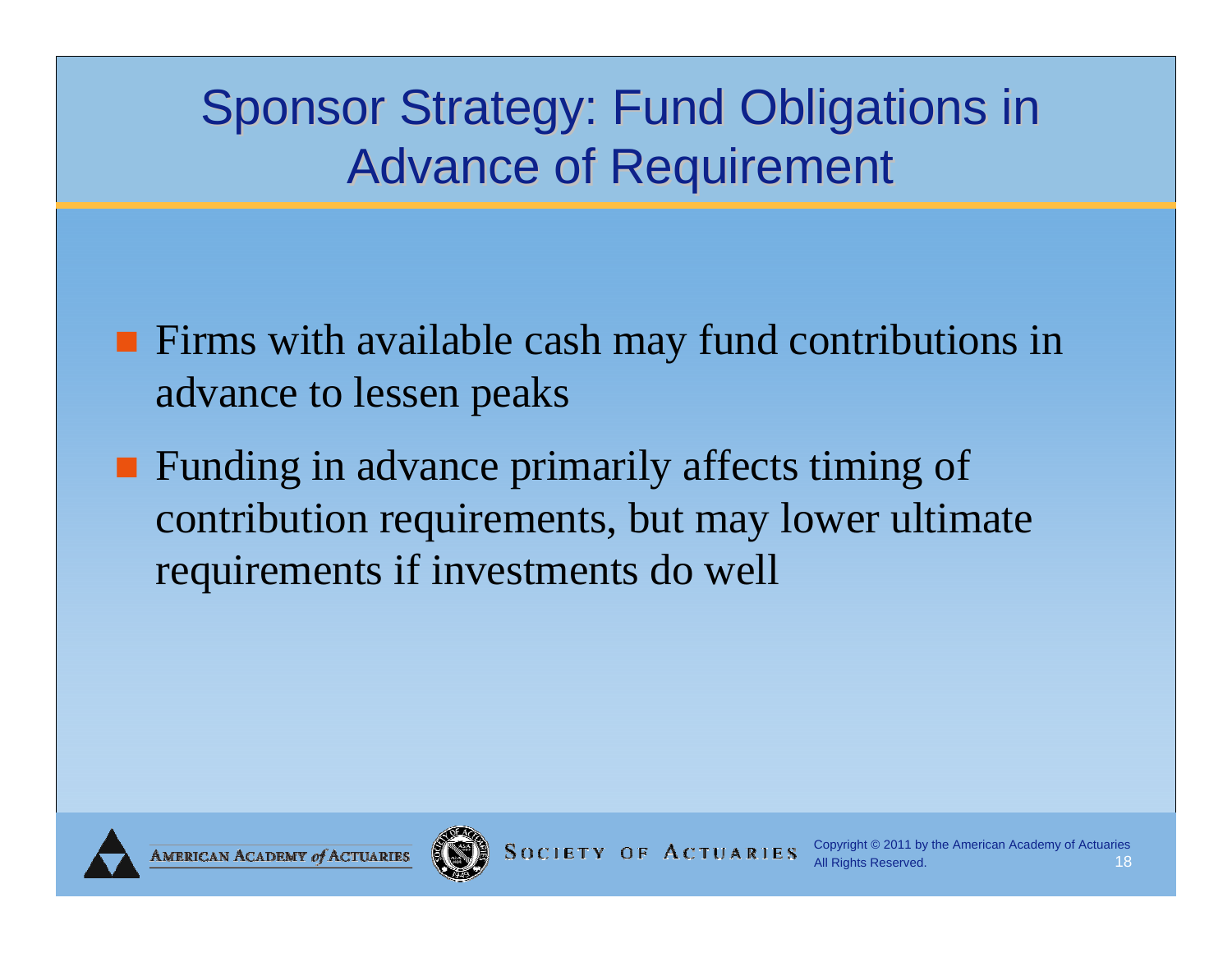# Sponsor Strategy: Fund Obligations in Advance of Requirement

- Firms with available cash may fund contributions in advance to lessen peaks
- Funding in advance primarily affects timing of contribution requirements, but may lower ultimate requirements if investments do well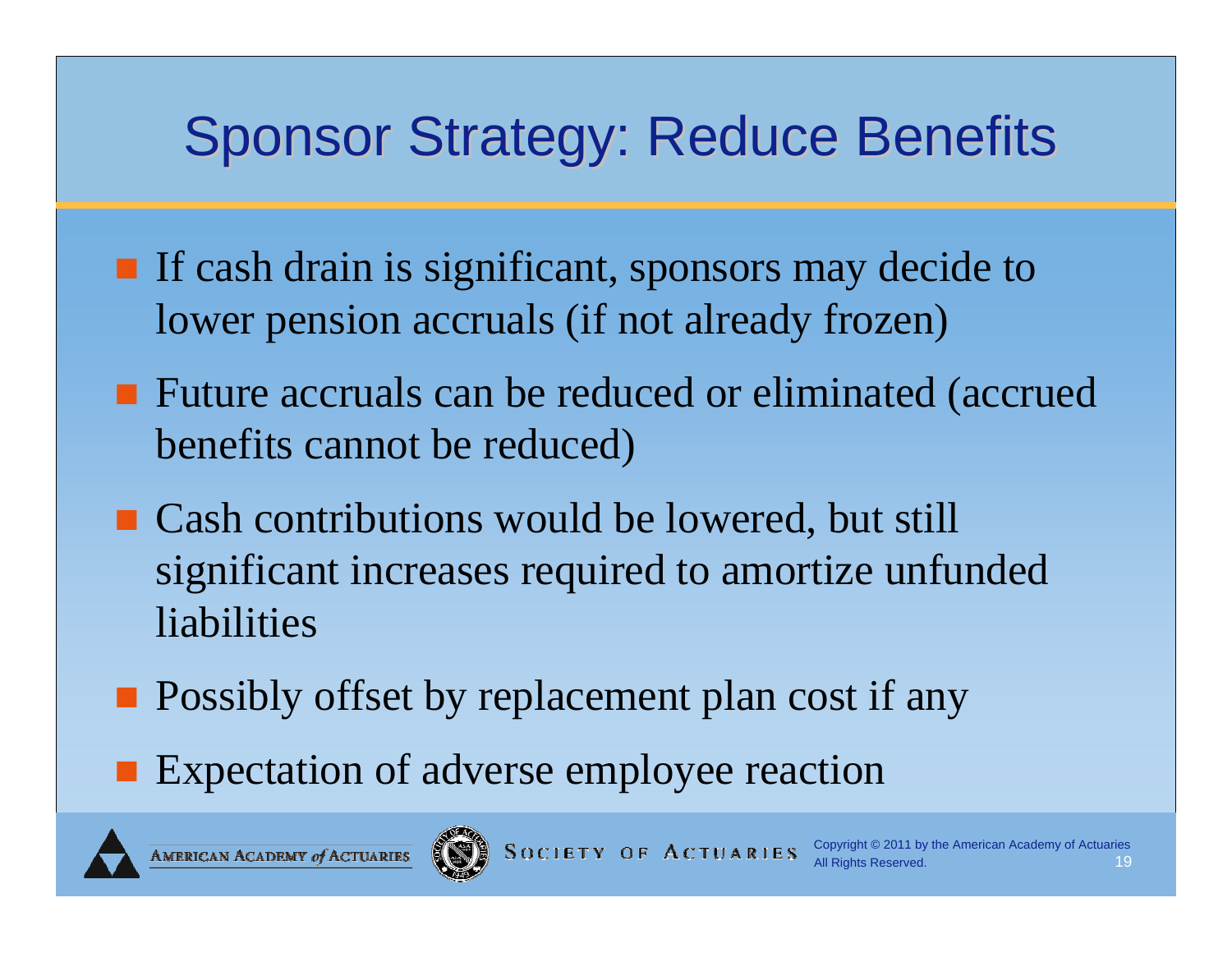# Sponsor Strategy: Reduce Benefits

- If cash drain is significant, sponsors may decide to lower pension accruals (if not already frozen)
- Future accruals can be reduced or eliminated (accrued benefits cannot be reduced)
- Cash contributions would be lowered, but still significant increases required to amortize unfunded liabilities
- Possibly offset by replacement plan cost if any
- Expectation of adverse employee reaction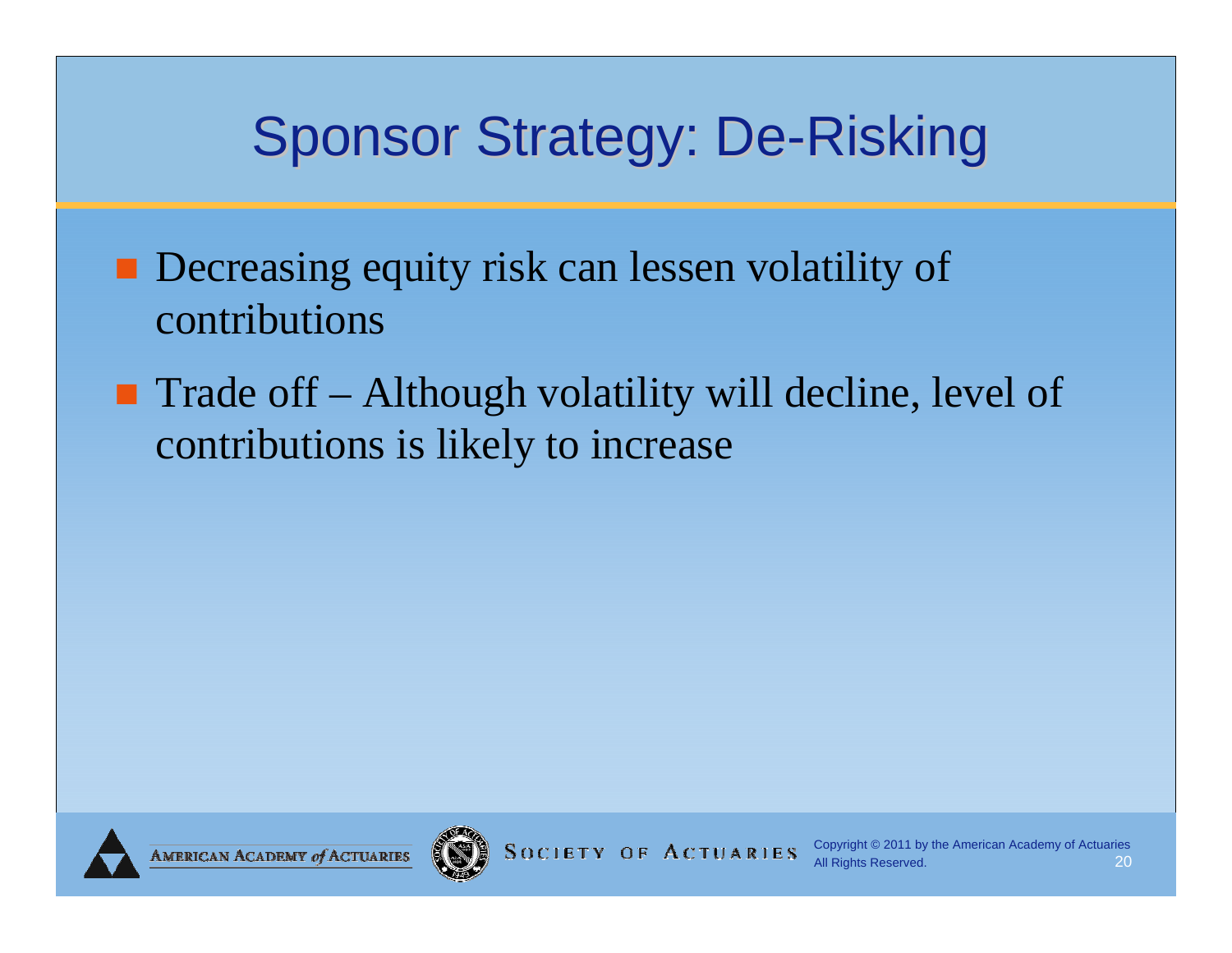# Sponsor Strategy: De-Risking

- Decreasing equity risk can lessen volatility of contributions
- Trade off – Although volatility will decline, level of contributions is likely to increase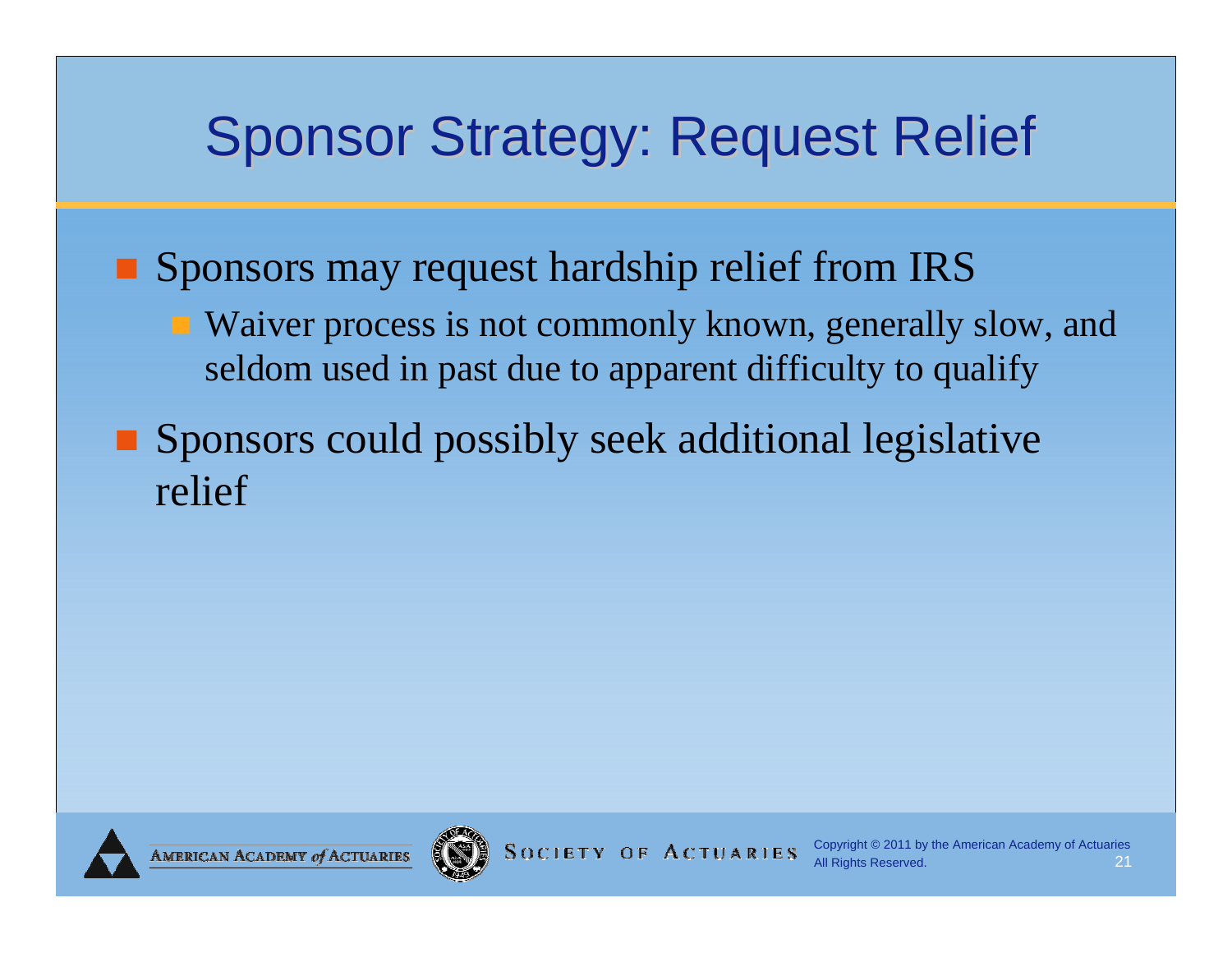# Sponsor Strategy: Request Relief

- Sponsors may request hardship relief from IRS
  - Waiver process is not commonly known, generally slow, and seldom used in past due to apparent difficulty to qualify
- Sponsors could possibly seek additional legislative relief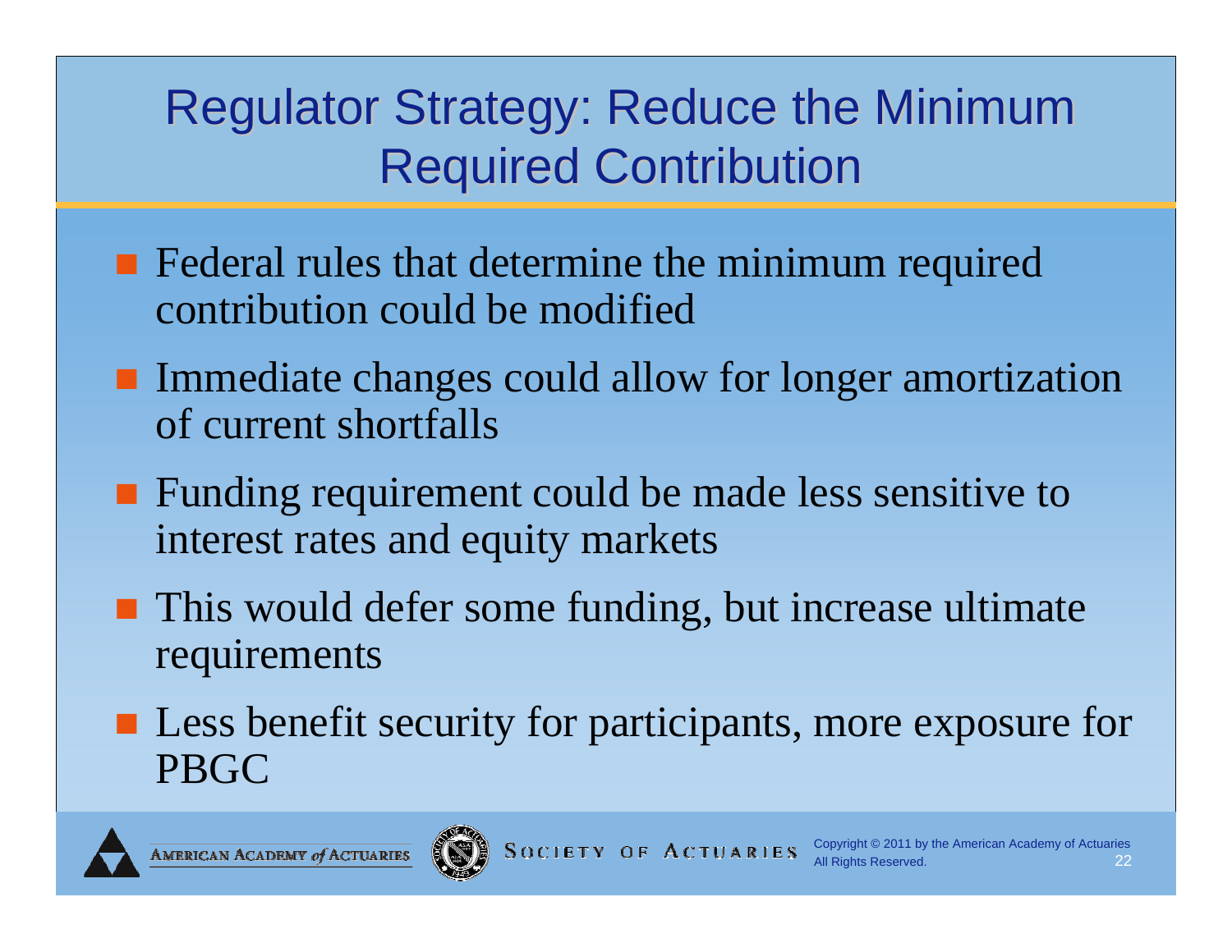# Regulator Strategy: Reduce the Minimum Required Contribution

- Federal rules that determine the minimum required contribution could be modified
- Immediate changes could allow for longer amortization of current shortfalls
- Funding requirement could be made less sensitive to interest rates and equity markets
- This would defer some funding, but increase ultimate requirements
- Less benefit security for participants, more exposure for PBGC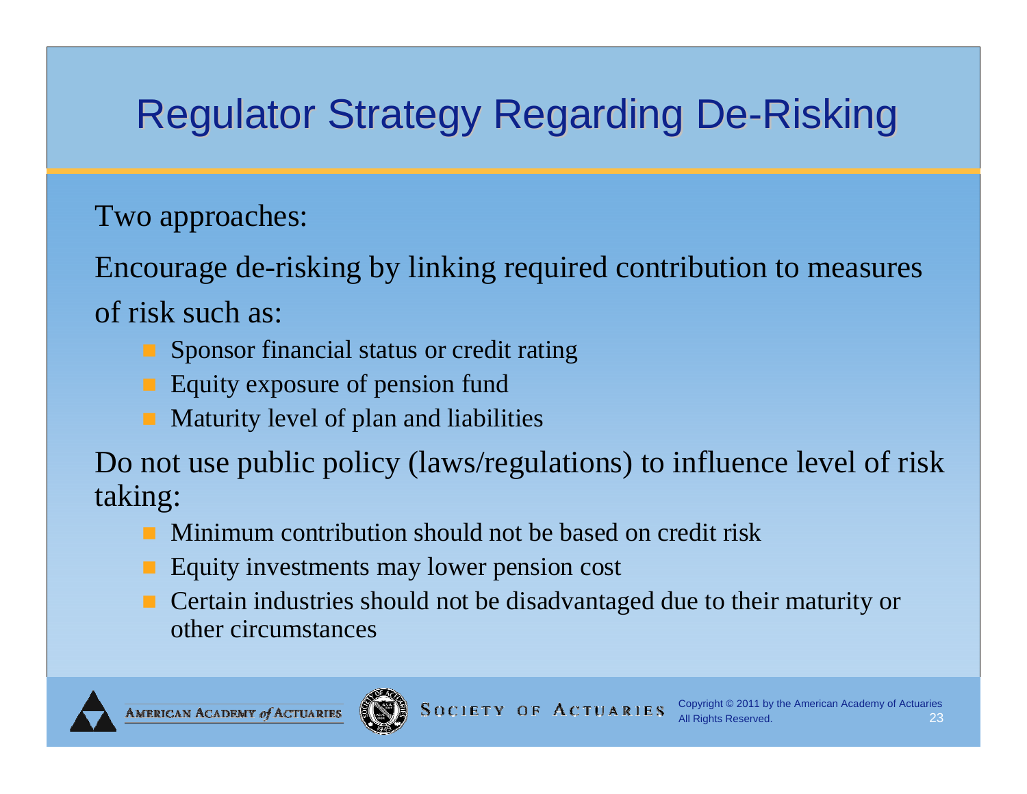# Regulator Strategy Regarding De-Risking

Two approaches:

Encourage de-risking by linking required contribution to measures of risk such as:

- Sponsor financial status or credit rating
- Equity exposure of pension fund
- Maturity level of plan and liabilities

Do not use public policy (laws/regulations) to influence level of risk taking:

- Minimum contribution should not be based on credit risk
- Equity investments may lower pension cost
- Certain industries should not be disadvantaged due to their maturity or other circumstances

Copyright © 2011 by the American Academy of Actuaries
All Rights Reserved.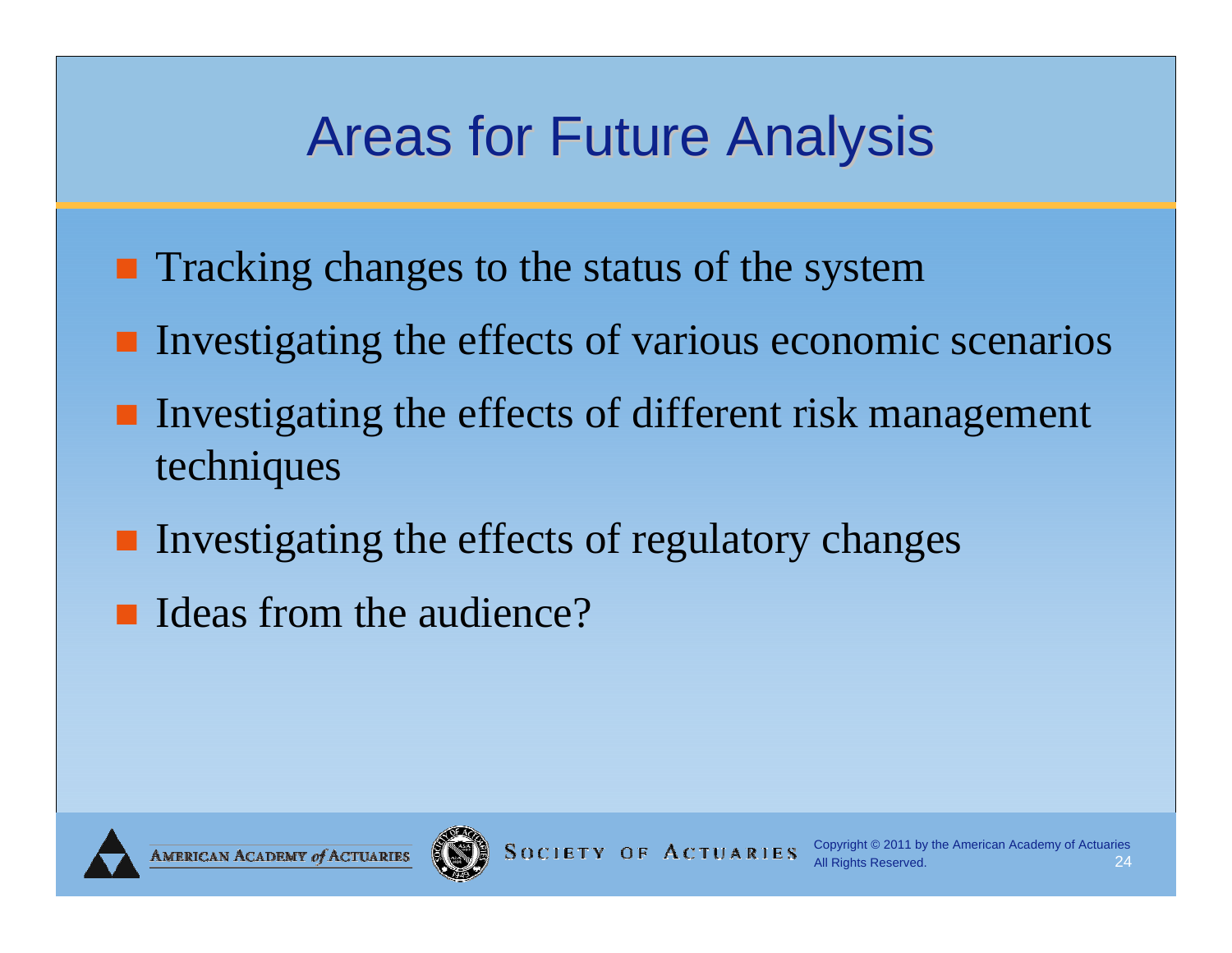# Areas for Future Analysis

- Tracking changes to the status of the system
- Investigating the effects of various economic scenarios
- Investigating the effects of different risk management techniques
- Investigating the effects of regulatory changes
- Ideas from the audience?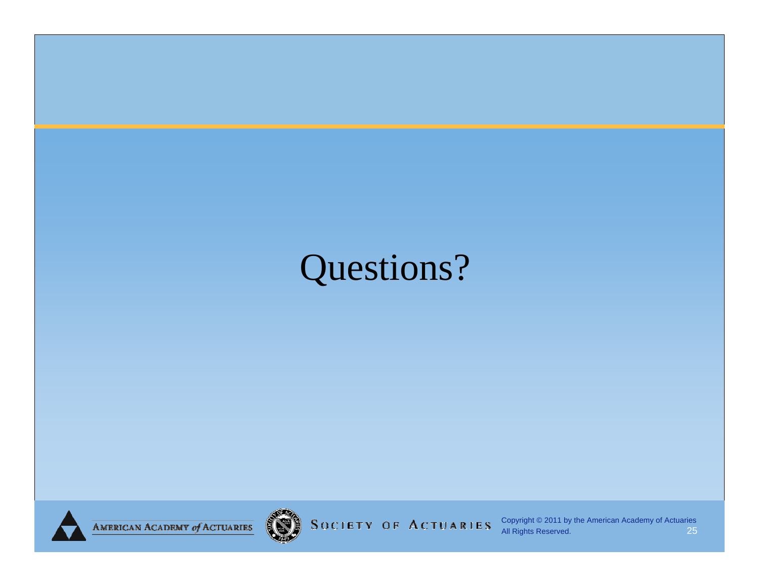# Questions?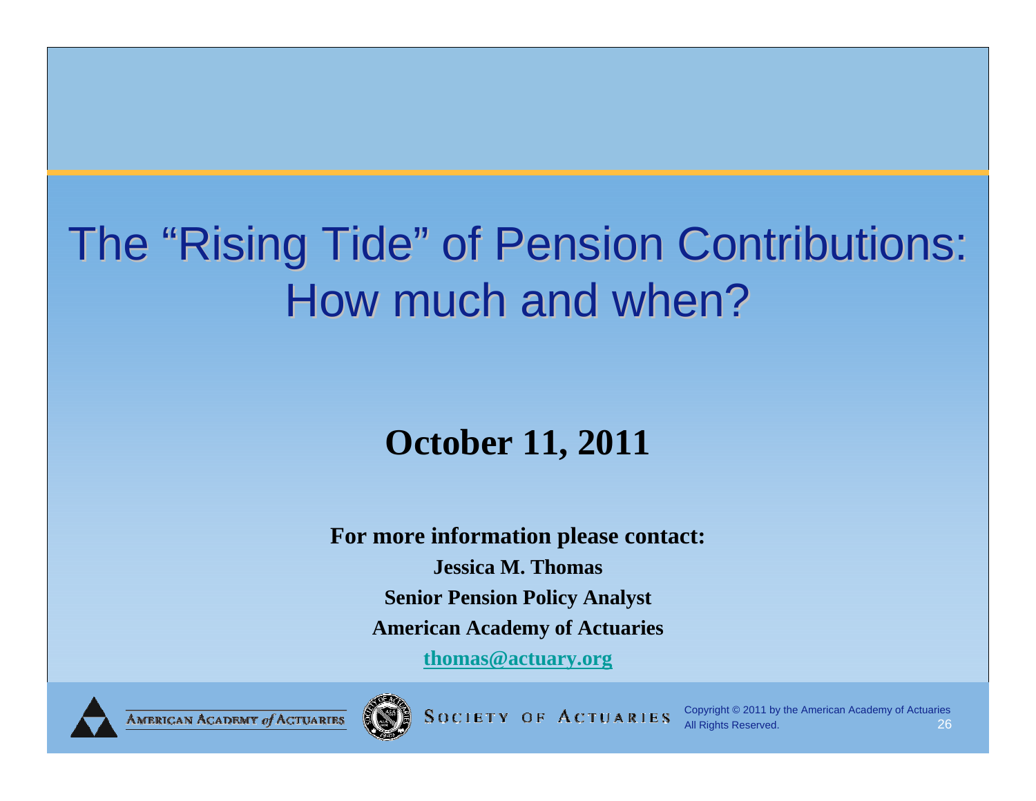# The "Rising Tide" of Pension Contributions: How much and when?

**October 11, 2011**

**For more information please contact:**

**Jessica M. Thomas**

**Senior Pension Policy Analyst**

**American Academy of Actuaries**

**thomas@actuary.org**

AMERICAN ACADEMY of ACTUARIES

SOCIETY OF ACTUARIES

Copyright © 2011 by the American Academy of Actuaries
All Rights Reserved.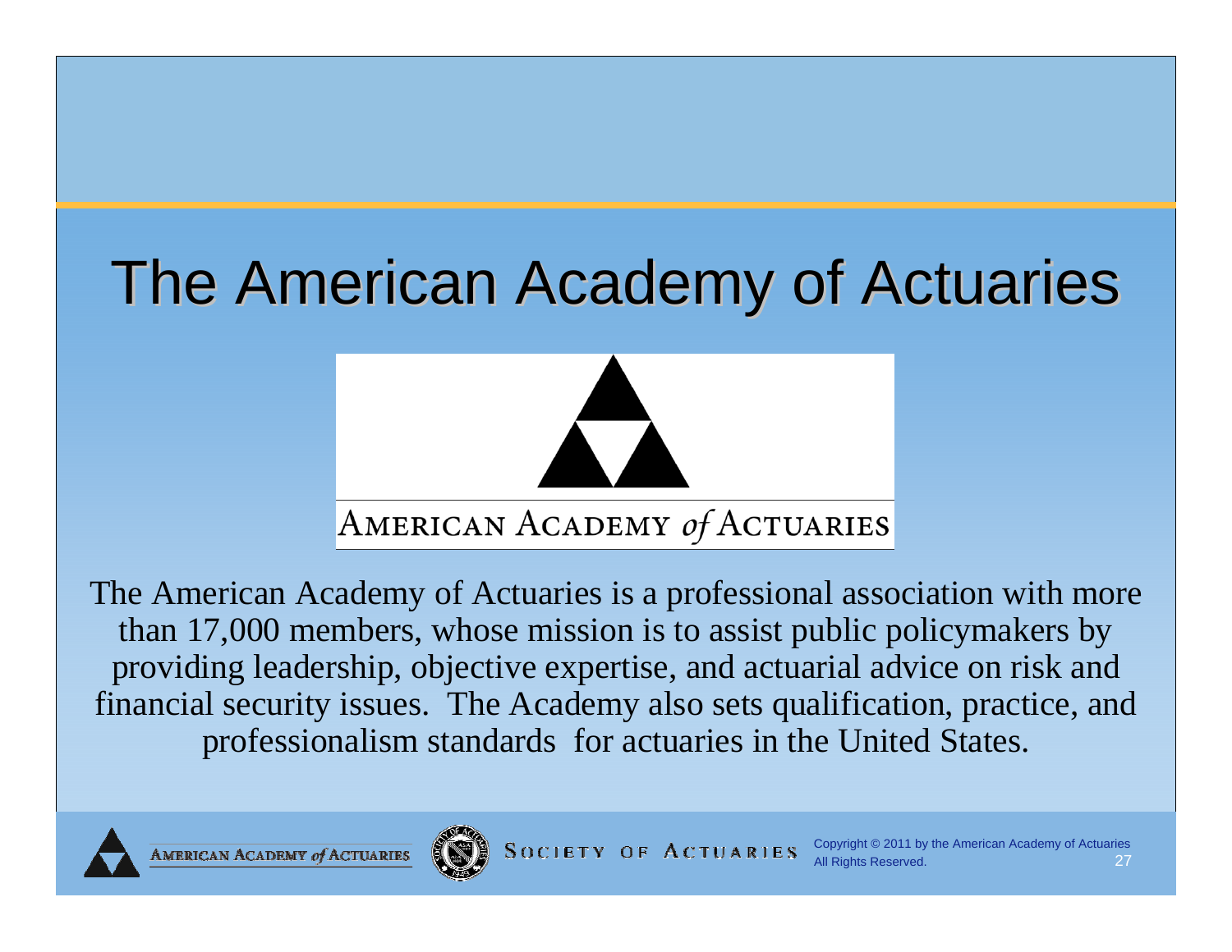# The American Academy of Actuaries

AMERICAN ACADEMY *of* ACTUARIES

The American Academy of Actuaries is a professional association with more than 17,000 members, whose mission is to assist public policymakers by providing leadership, objective expertise, and actuarial advice on risk and financial security issues. The Academy also sets qualification, practice, and professionalism standards for actuaries in the United States.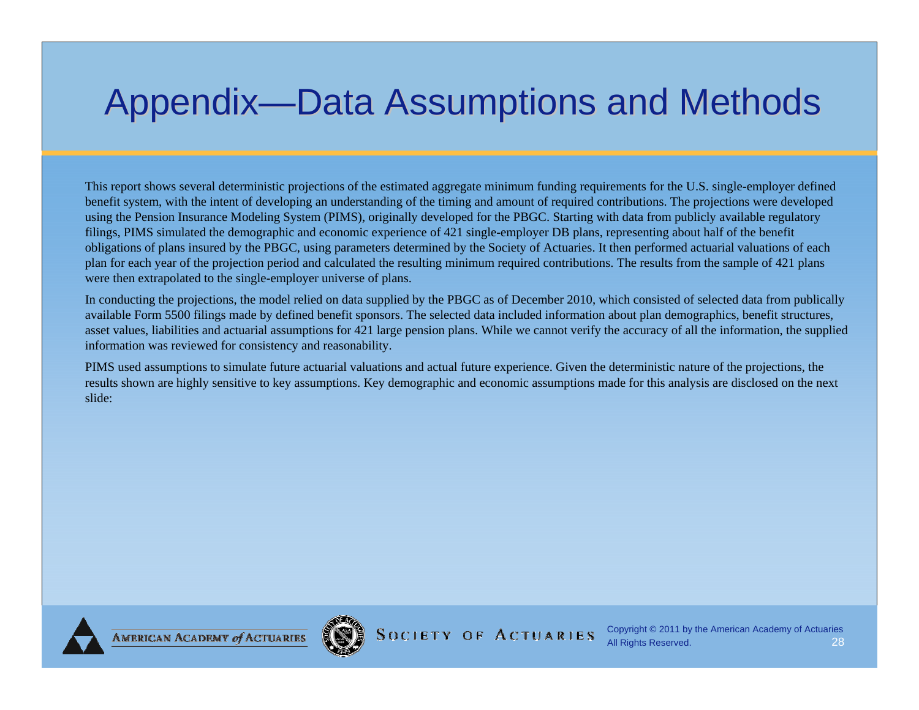# Appendix—Data Assumptions and Methods

This report shows several deterministic projections of the estimated aggregate minimum funding requirements for the U.S. single-employer defined benefit system, with the intent of developing an understanding of the timing and amount of required contributions. The projections were developed using the Pension Insurance Modeling System (PIMS), originally developed for the PBGC. Starting with data from publicly available regulatory filings, PIMS simulated the demographic and economic experience of 421 single-employer DB plans, representing about half of the benefit obligations of plans insured by the PBGC, using parameters determined by the Society of Actuaries. It then performed actuarial valuations of each plan for each year of the projection period and calculated the resulting minimum required contributions. The results from the sample of 421 plans were then extrapolated to the single-employer universe of plans.

In conducting the projections, the model relied on data supplied by the PBGC as of December 2010, which consisted of selected data from publically available Form 5500 filings made by defined benefit sponsors. The selected data included information about plan demographics, benefit structures, asset values, liabilities and actuarial assumptions for 421 large pension plans. While we cannot verify the accuracy of all the information, the supplied information was reviewed for consistency and reasonability.

PIMS used assumptions to simulate future actuarial valuations and actual future experience. Given the deterministic nature of the projections, the results shown are highly sensitive to key assumptions. Key demographic and economic assumptions made for this analysis are disclosed on the next slide: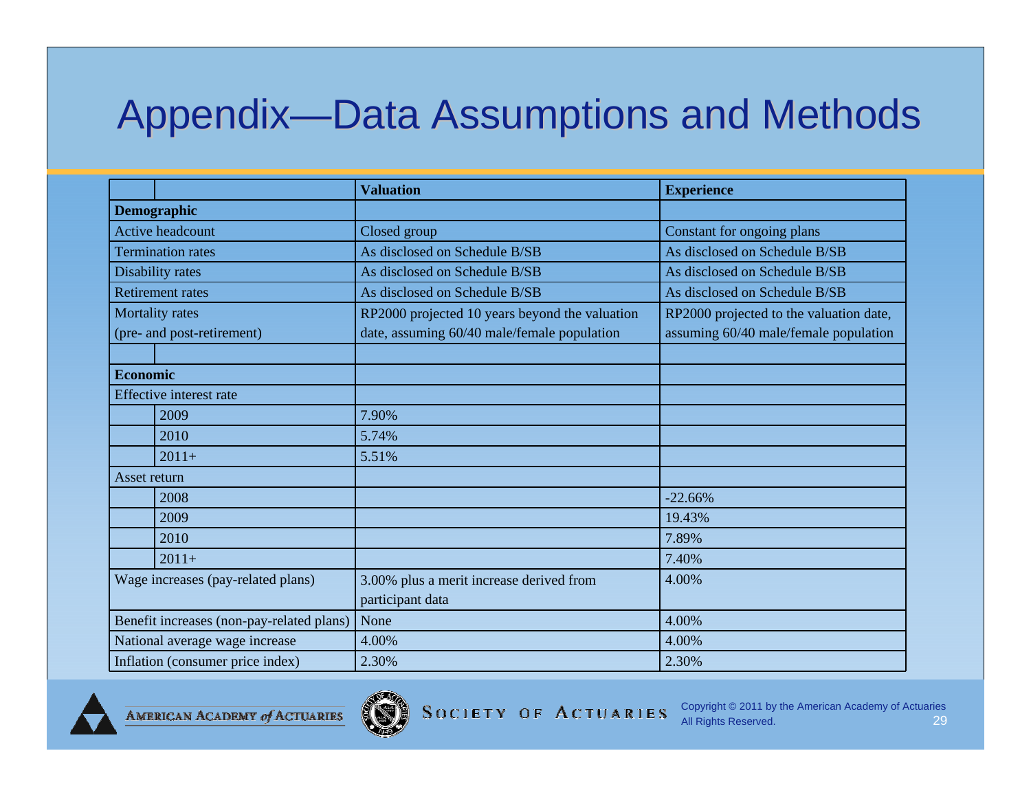# Appendix—Data Assumptions and Methods

| | | Valuation | Experience |
|---|---|---|---|
| **Demographic** | | | |
| Active headcount | | Closed group | Constant for ongoing plans |
| Termination rates | | As disclosed on Schedule B/SB | As disclosed on Schedule B/SB |
| Disability rates | | As disclosed on Schedule B/SB | As disclosed on Schedule B/SB |
| Retirement rates | | As disclosed on Schedule B/SB | As disclosed on Schedule B/SB |
| Mortality rates (pre- and post-retirement) | | RP2000 projected 10 years beyond the valuation date, assuming 60/40 male/female population | RP2000 projected to the valuation date, assuming 60/40 male/female population |
| | | | |
| **Economic** | | | |
| Effective interest rate | | | |
| | 2009 | 7.90% | |
| | 2010 | 5.74% | |
| | 2011+ | 5.51% | |
| Asset return | | | |
| | 2008 | | -22.66% |
| | 2009 | | 19.43% |
| | 2010 | | 7.89% |
| | 2011+ | | 7.40% |
| Wage increases (pay-related plans) | | 3.00% plus a merit increase derived from participant data | 4.00% |
| Benefit increases (non-pay-related plans) | | None | 4.00% |
| National average wage increase | | 4.00% | 4.00% |
| Inflation (consumer price index) | | 2.30% | 2.30% |

AMERICAN ACADEMY *of* ACTUARIES

SOCIETY OF ACTUARIES

Copyright © 2011 by the American Academy of Actuaries
All Rights Reserved.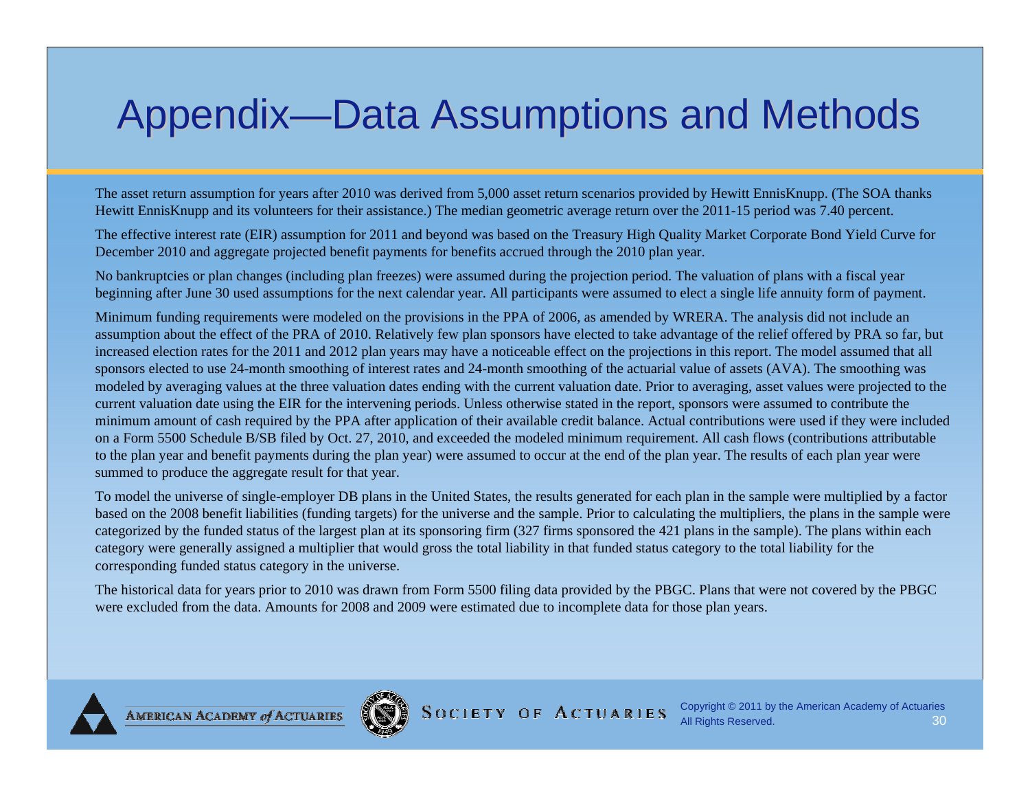# Appendix—Data Assumptions and Methods

The asset return assumption for years after 2010 was derived from 5,000 asset return scenarios provided by Hewitt EnnisKnupp. (The SOA thanks Hewitt EnnisKnupp and its volunteers for their assistance.) The median geometric average return over the 2011-15 period was 7.40 percent.

The effective interest rate (EIR) assumption for 2011 and beyond was based on the Treasury High Quality Market Corporate Bond Yield Curve for December 2010 and aggregate projected benefit payments for benefits accrued through the 2010 plan year.

No bankruptcies or plan changes (including plan freezes) were assumed during the projection period. The valuation of plans with a fiscal year beginning after June 30 used assumptions for the next calendar year. All participants were assumed to elect a single life annuity form of payment.

Minimum funding requirements were modeled on the provisions in the PPA of 2006, as amended by WRERA. The analysis did not include an assumption about the effect of the PRA of 2010. Relatively few plan sponsors have elected to take advantage of the relief offered by PRA so far, but increased election rates for the 2011 and 2012 plan years may have a noticeable effect on the projections in this report. The model assumed that all sponsors elected to use 24-month smoothing of interest rates and 24-month smoothing of the actuarial value of assets (AVA). The smoothing was modeled by averaging values at the three valuation dates ending with the current valuation date. Prior to averaging, asset values were projected to the current valuation date using the EIR for the intervening periods. Unless otherwise stated in the report, sponsors were assumed to contribute the minimum amount of cash required by the PPA after application of their available credit balance. Actual contributions were used if they were included on a Form 5500 Schedule B/SB filed by Oct. 27, 2010, and exceeded the modeled minimum requirement. All cash flows (contributions attributable to the plan year and benefit payments during the plan year) were assumed to occur at the end of the plan year. The results of each plan year were summed to produce the aggregate result for that year.

To model the universe of single-employer DB plans in the United States, the results generated for each plan in the sample were multiplied by a factor based on the 2008 benefit liabilities (funding targets) for the universe and the sample. Prior to calculating the multipliers, the plans in the sample were categorized by the funded status of the largest plan at its sponsoring firm (327 firms sponsored the 421 plans in the sample). The plans within each category were generally assigned a multiplier that would gross the total liability in that funded status category to the total liability for the corresponding funded status category in the universe.

The historical data for years prior to 2010 was drawn from Form 5500 filing data provided by the PBGC. Plans that were not covered by the PBGC were excluded from the data. Amounts for 2008 and 2009 were estimated due to incomplete data for those plan years.